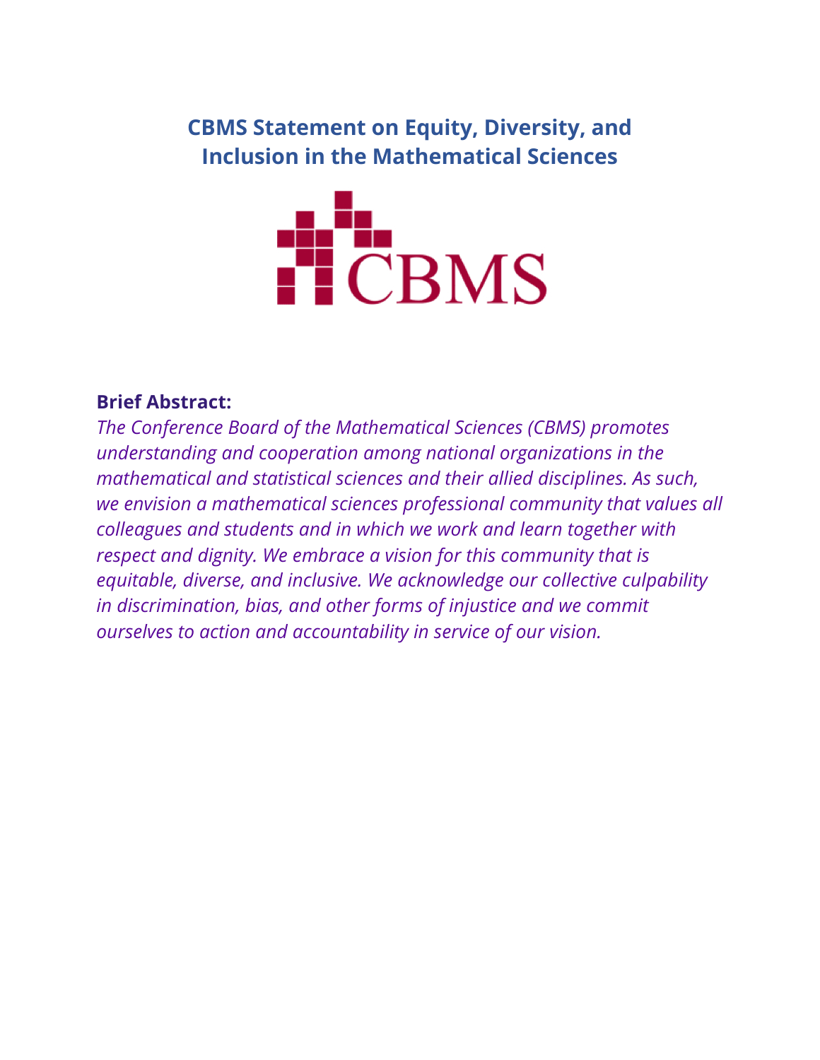# CBMS Statement on Equity, Diversity, and Inclusion in the Mathematical Sciences

**Brief Abstract:**

*The Conference Board of the Mathematical Sciences (CBMS) promotes understanding and cooperation among national organizations in the mathematical and statistical sciences and their allied disciplines. As such, we envision a mathematical sciences professional community that values all colleagues and students and in which we work and learn together with respect and dignity. We embrace a vision for this community that is equitable, diverse, and inclusive. We acknowledge our collective culpability in discrimination, bias, and other forms of injustice and we commit ourselves to action and accountability in service of our vision.*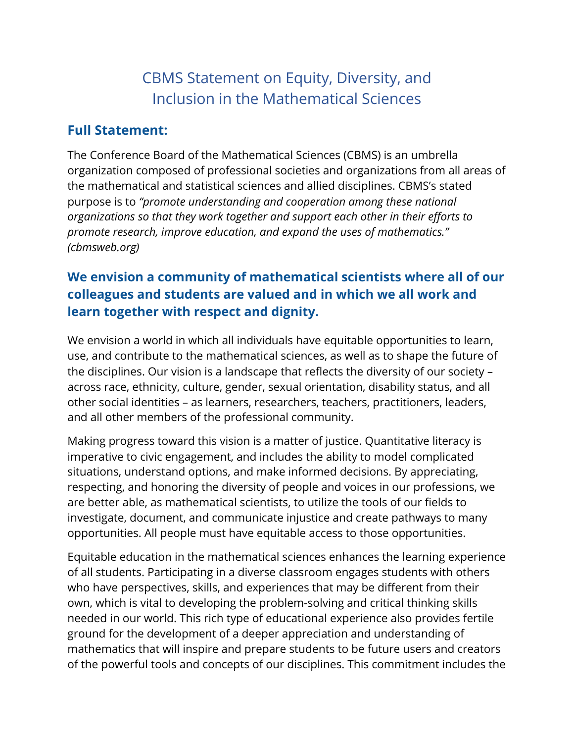# CBMS Statement on Equity, Diversity, and Inclusion in the Mathematical Sciences

## Full Statement:

The Conference Board of the Mathematical Sciences (CBMS) is an umbrella organization composed of professional societies and organizations from all areas of the mathematical and statistical sciences and allied disciplines. CBMS's stated purpose is to *"promote understanding and cooperation among these national organizations so that they work together and support each other in their efforts to promote research, improve education, and expand the uses of mathematics." (cbmsweb.org)*

### We envision a community of mathematical scientists where all of our colleagues and students are valued and in which we all work and learn together with respect and dignity.

We envision a world in which all individuals have equitable opportunities to learn, use, and contribute to the mathematical sciences, as well as to shape the future of the disciplines. Our vision is a landscape that reflects the diversity of our society – across race, ethnicity, culture, gender, sexual orientation, disability status, and all other social identities – as learners, researchers, teachers, practitioners, leaders, and all other members of the professional community.

Making progress toward this vision is a matter of justice. Quantitative literacy is imperative to civic engagement, and includes the ability to model complicated situations, understand options, and make informed decisions. By appreciating, respecting, and honoring the diversity of people and voices in our professions, we are better able, as mathematical scientists, to utilize the tools of our fields to investigate, document, and communicate injustice and create pathways to many opportunities. All people must have equitable access to those opportunities.

Equitable education in the mathematical sciences enhances the learning experience of all students. Participating in a diverse classroom engages students with others who have perspectives, skills, and experiences that may be different from their own, which is vital to developing the problem-solving and critical thinking skills needed in our world. This rich type of educational experience also provides fertile ground for the development of a deeper appreciation and understanding of mathematics that will inspire and prepare students to be future users and creators of the powerful tools and concepts of our disciplines. This commitment includes the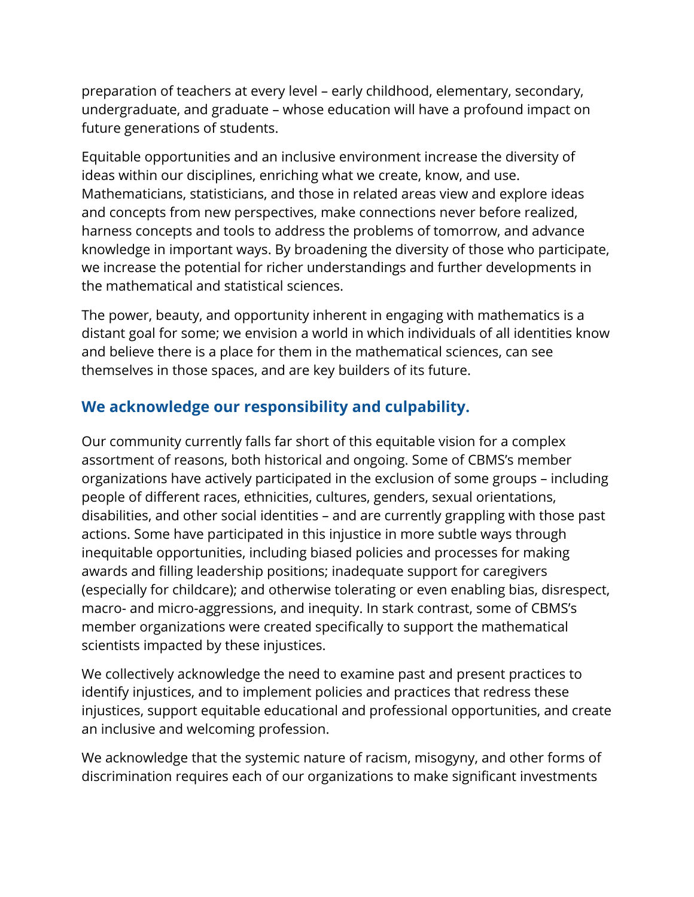preparation of teachers at every level – early childhood, elementary, secondary, undergraduate, and graduate – whose education will have a profound impact on future generations of students.

Equitable opportunities and an inclusive environment increase the diversity of ideas within our disciplines, enriching what we create, know, and use. Mathematicians, statisticians, and those in related areas view and explore ideas and concepts from new perspectives, make connections never before realized, harness concepts and tools to address the problems of tomorrow, and advance knowledge in important ways. By broadening the diversity of those who participate, we increase the potential for richer understandings and further developments in the mathematical and statistical sciences.

The power, beauty, and opportunity inherent in engaging with mathematics is a distant goal for some; we envision a world in which individuals of all identities know and believe there is a place for them in the mathematical sciences, can see themselves in those spaces, and are key builders of its future.

## We acknowledge our responsibility and culpability.

Our community currently falls far short of this equitable vision for a complex assortment of reasons, both historical and ongoing. Some of CBMS's member organizations have actively participated in the exclusion of some groups – including people of different races, ethnicities, cultures, genders, sexual orientations, disabilities, and other social identities – and are currently grappling with those past actions. Some have participated in this injustice in more subtle ways through inequitable opportunities, including biased policies and processes for making awards and filling leadership positions; inadequate support for caregivers (especially for childcare); and otherwise tolerating or even enabling bias, disrespect, macro- and micro-aggressions, and inequity. In stark contrast, some of CBMS's member organizations were created specifically to support the mathematical scientists impacted by these injustices.

We collectively acknowledge the need to examine past and present practices to identify injustices, and to implement policies and practices that redress these injustices, support equitable educational and professional opportunities, and create an inclusive and welcoming profession.

We acknowledge that the systemic nature of racism, misogyny, and other forms of discrimination requires each of our organizations to make significant investments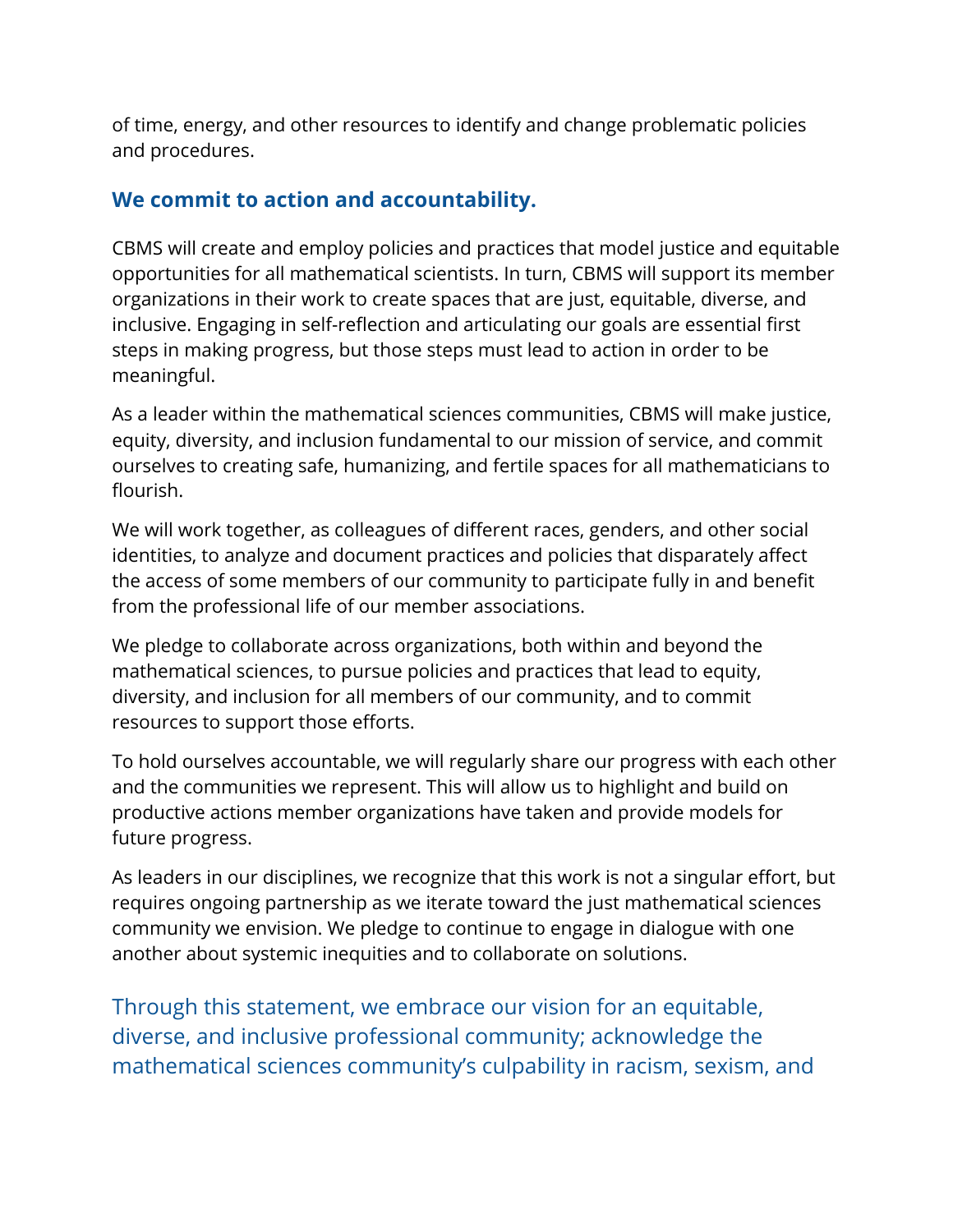of time, energy, and other resources to identify and change problematic policies and procedures.

## We commit to action and accountability.

CBMS will create and employ policies and practices that model justice and equitable opportunities for all mathematical scientists. In turn, CBMS will support its member organizations in their work to create spaces that are just, equitable, diverse, and inclusive. Engaging in self-reflection and articulating our goals are essential first steps in making progress, but those steps must lead to action in order to be meaningful.

As a leader within the mathematical sciences communities, CBMS will make justice, equity, diversity, and inclusion fundamental to our mission of service, and commit ourselves to creating safe, humanizing, and fertile spaces for all mathematicians to flourish.

We will work together, as colleagues of different races, genders, and other social identities, to analyze and document practices and policies that disparately affect the access of some members of our community to participate fully in and benefit from the professional life of our member associations.

We pledge to collaborate across organizations, both within and beyond the mathematical sciences, to pursue policies and practices that lead to equity, diversity, and inclusion for all members of our community, and to commit resources to support those efforts.

To hold ourselves accountable, we will regularly share our progress with each other and the communities we represent. This will allow us to highlight and build on productive actions member organizations have taken and provide models for future progress.

As leaders in our disciplines, we recognize that this work is not a singular effort, but requires ongoing partnership as we iterate toward the just mathematical sciences community we envision. We pledge to continue to engage in dialogue with one another about systemic inequities and to collaborate on solutions.

Through this statement, we embrace our vision for an equitable, diverse, and inclusive professional community; acknowledge the mathematical sciences community's culpability in racism, sexism, and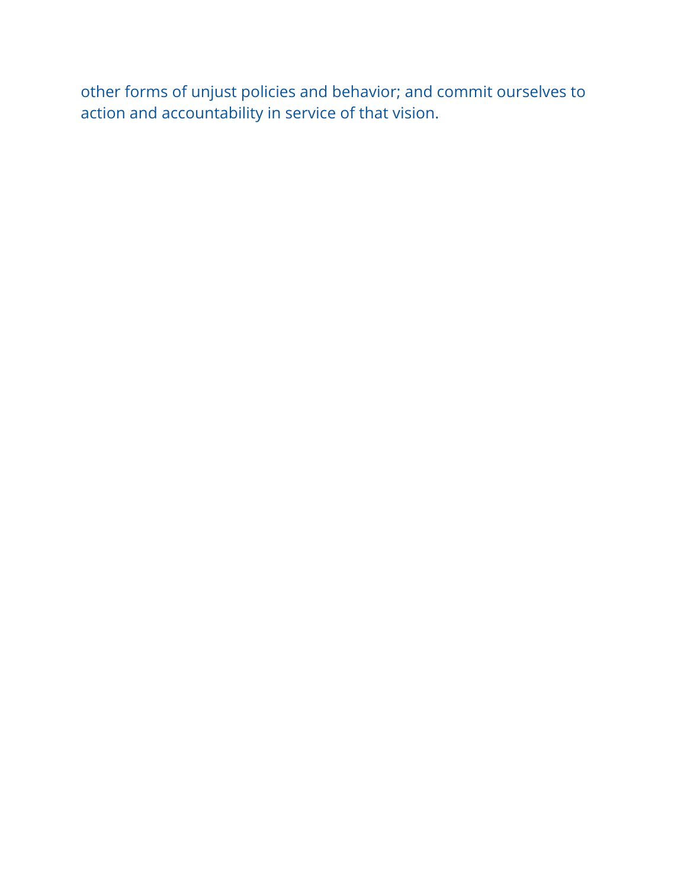other forms of unjust policies and behavior; and commit ourselves to action and accountability in service of that vision.